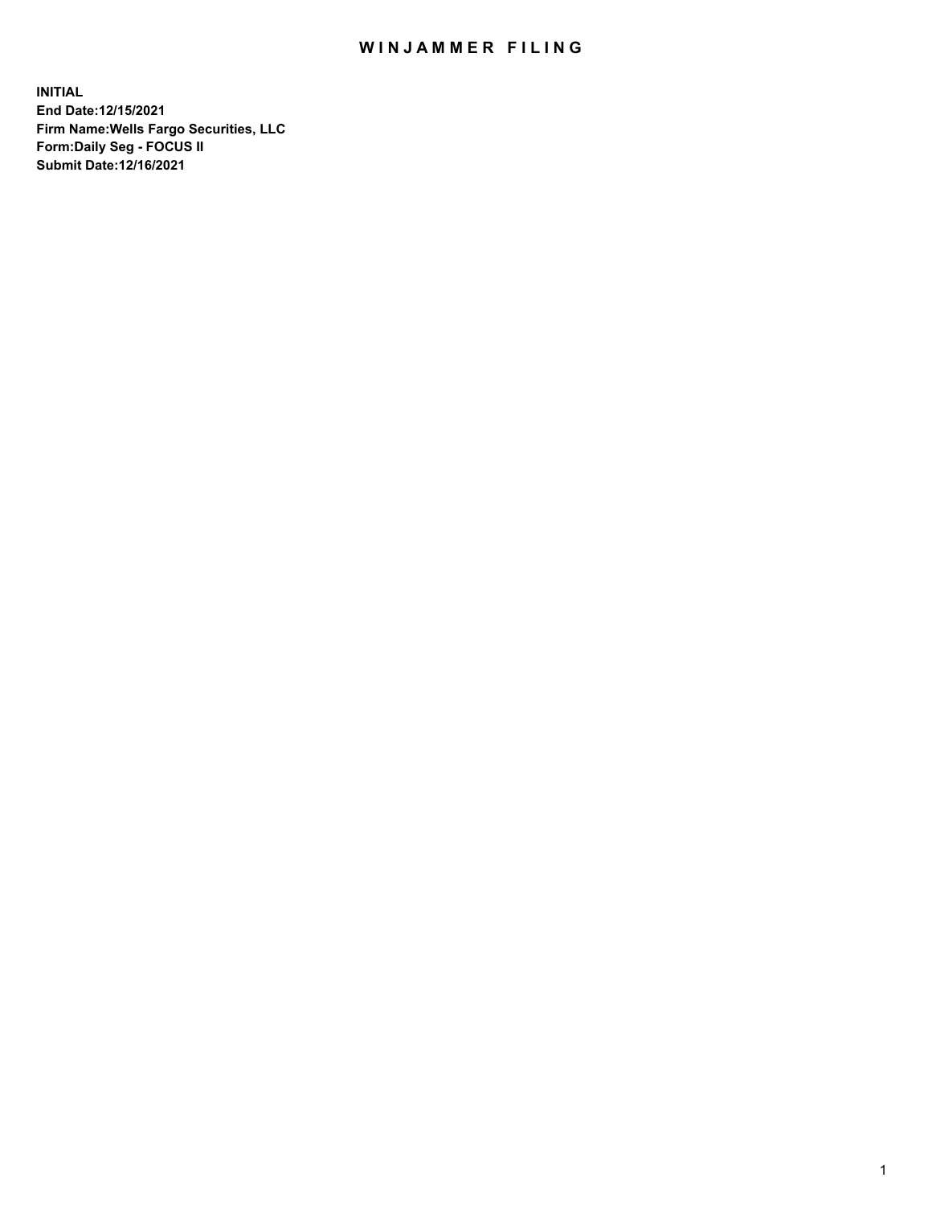# WINJAMMER FILING

**INITIAL**
**End Date:12/15/2021**
**Firm Name:Wells Fargo Securities, LLC**
**Form:Daily Seg - FOCUS II**
**Submit Date:12/16/2021**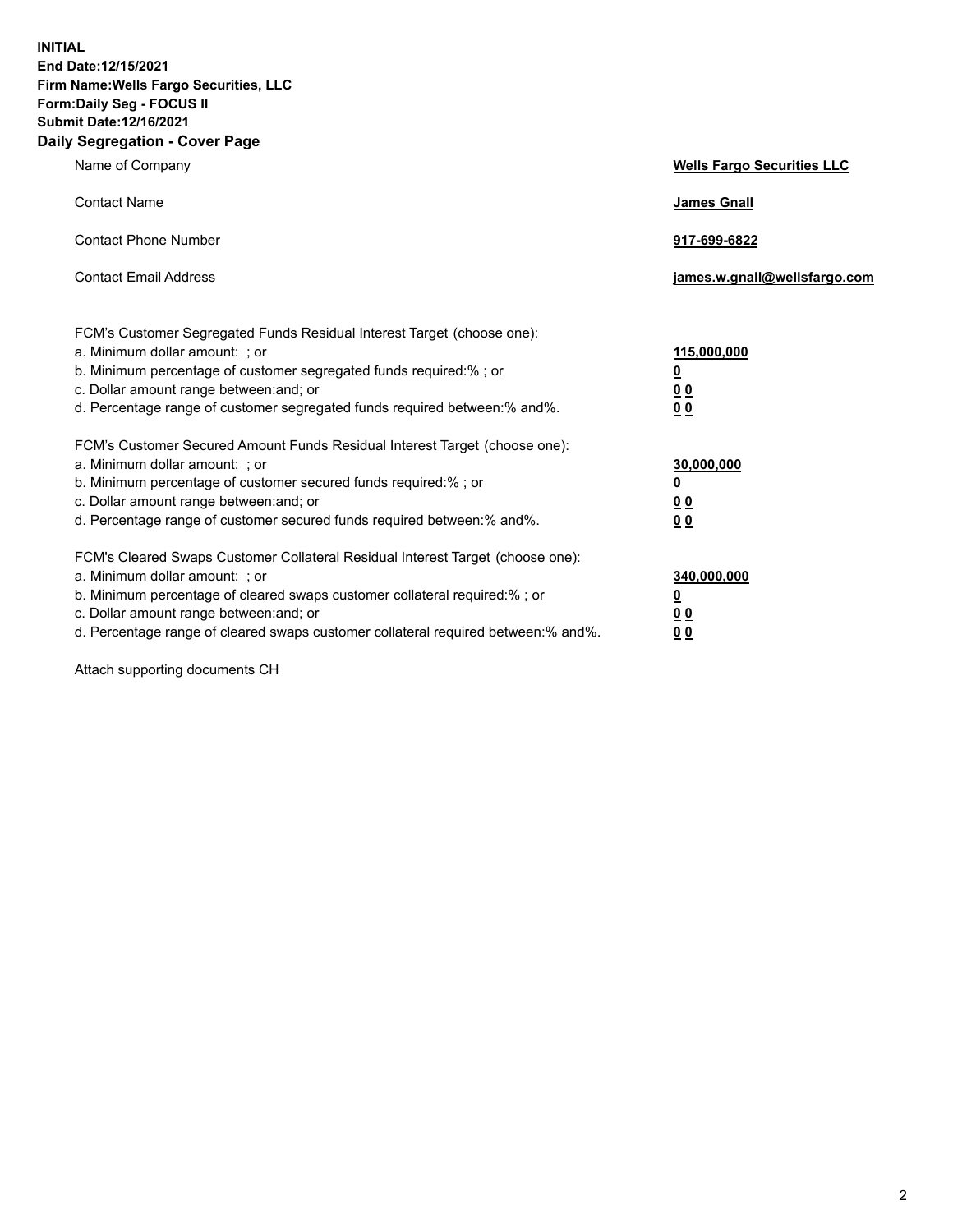**INITIAL**
**End Date:12/15/2021**
**Firm Name:Wells Fargo Securities, LLC**
**Form:Daily Seg - FOCUS II**
**Submit Date:12/16/2021**

## Daily Segregation - Cover Page

| | |
|---|---|
| Name of Company | **Wells Fargo Securities LLC** |
| Contact Name | **James Gnall** |
| Contact Phone Number | **917-699-6822** |
| Contact Email Address | **james.w.gnall@wellsfargo.com** |

FCM's Customer Segregated Funds Residual Interest Target (choose one):

| | |
|---|---|
| a. Minimum dollar amount: ; or | **115,000,000** |
| b. Minimum percentage of customer segregated funds required:% ; or | **0** |
| c. Dollar amount range between:and; or | **0 0** |
| d. Percentage range of customer segregated funds required between:% and%. | **0 0** |

FCM's Customer Secured Amount Funds Residual Interest Target (choose one):

| | |
|---|---|
| a. Minimum dollar amount: ; or | **30,000,000** |
| b. Minimum percentage of customer secured funds required:% ; or | **0** |
| c. Dollar amount range between:and; or | **0 0** |
| d. Percentage range of customer secured funds required between:% and%. | **0 0** |

FCM's Cleared Swaps Customer Collateral Residual Interest Target (choose one):

| | |
|---|---|
| a. Minimum dollar amount: ; or | **340,000,000** |
| b. Minimum percentage of cleared swaps customer collateral required:% ; or | **0** |
| c. Dollar amount range between:and; or | **0 0** |
| d. Percentage range of cleared swaps customer collateral required between:% and%. | **0 0** |

Attach supporting documents CH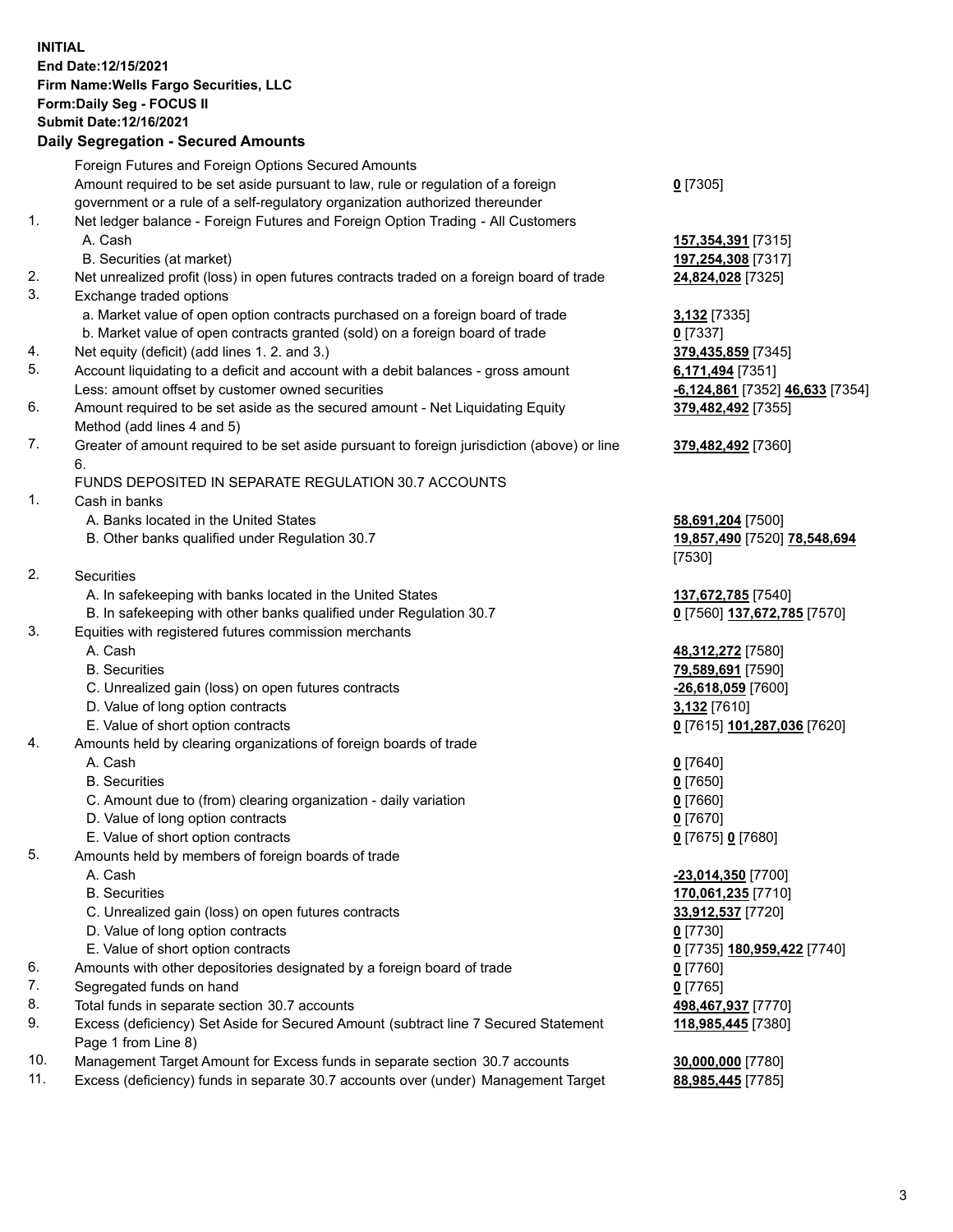**INITIAL**
**End Date:12/15/2021**
**Firm Name:Wells Fargo Securities, LLC**
**Form:Daily Seg - FOCUS II**
**Submit Date:12/16/2021**
**Daily Segregation - Secured Amounts**

| | | |
|---|---|---|
| | Foreign Futures and Foreign Options Secured Amounts | |
| | Amount required to be set aside pursuant to law, rule or regulation of a foreign government or a rule of a self-regulatory organization authorized thereunder | **0** [7305] |
| 1. | Net ledger balance - Foreign Futures and Foreign Option Trading - All Customers | |
| | A. Cash | **157,354,391** [7315] |
| | B. Securities (at market) | **197,254,308** [7317] |
| 2. | Net unrealized profit (loss) in open futures contracts traded on a foreign board of trade | **24,824,028** [7325] |
| 3. | Exchange traded options | |
| | a. Market value of open option contracts purchased on a foreign board of trade | **3,132** [7335] |
| | b. Market value of open contracts granted (sold) on a foreign board of trade | **0** [7337] |
| 4. | Net equity (deficit) (add lines 1. 2. and 3.) | **379,435,859** [7345] |
| 5. | Account liquidating to a deficit and account with a debit balances - gross amount | **6,171,494** [7351] |
| | Less: amount offset by customer owned securities | **-6,124,861** [7352] **46,633** [7354] |
| 6. | Amount required to be set aside as the secured amount - Net Liquidating Equity Method (add lines 4 and 5) | **379,482,492** [7355] |
| 7. | Greater of amount required to be set aside pursuant to foreign jurisdiction (above) or line 6. | **379,482,492** [7360] |
| | FUNDS DEPOSITED IN SEPARATE REGULATION 30.7 ACCOUNTS | |
| 1. | Cash in banks | |
| | A. Banks located in the United States | **58,691,204** [7500] |
| | B. Other banks qualified under Regulation 30.7 | **19,857,490** [7520] **78,548,694** [7530] |
| 2. | Securities | |
| | A. In safekeeping with banks located in the United States | **137,672,785** [7540] |
| | B. In safekeeping with other banks qualified under Regulation 30.7 | **0** [7560] **137,672,785** [7570] |
| 3. | Equities with registered futures commission merchants | |
| | A. Cash | **48,312,272** [7580] |
| | B. Securities | **79,589,691** [7590] |
| | C. Unrealized gain (loss) on open futures contracts | **-26,618,059** [7600] |
| | D. Value of long option contracts | **3,132** [7610] |
| | E. Value of short option contracts | **0** [7615] **101,287,036** [7620] |
| 4. | Amounts held by clearing organizations of foreign boards of trade | |
| | A. Cash | **0** [7640] |
| | B. Securities | **0** [7650] |
| | C. Amount due to (from) clearing organization - daily variation | **0** [7660] |
| | D. Value of long option contracts | **0** [7670] |
| | E. Value of short option contracts | **0** [7675] **0** [7680] |
| 5. | Amounts held by members of foreign boards of trade | |
| | A. Cash | **-23,014,350** [7700] |
| | B. Securities | **170,061,235** [7710] |
| | C. Unrealized gain (loss) on open futures contracts | **33,912,537** [7720] |
| | D. Value of long option contracts | **0** [7730] |
| | E. Value of short option contracts | **0** [7735] **180,959,422** [7740] |
| 6. | Amounts with other depositories designated by a foreign board of trade | **0** [7760] |
| 7. | Segregated funds on hand | **0** [7765] |
| 8. | Total funds in separate section 30.7 accounts | **498,467,937** [7770] |
| 9. | Excess (deficiency) Set Aside for Secured Amount (subtract line 7 Secured Statement Page 1 from Line 8) | **118,985,445** [7380] |
| 10. | Management Target Amount for Excess funds in separate section 30.7 accounts | **30,000,000** [7780] |
| 11. | Excess (deficiency) funds in separate 30.7 accounts over (under) Management Target | **88,985,445** [7785] |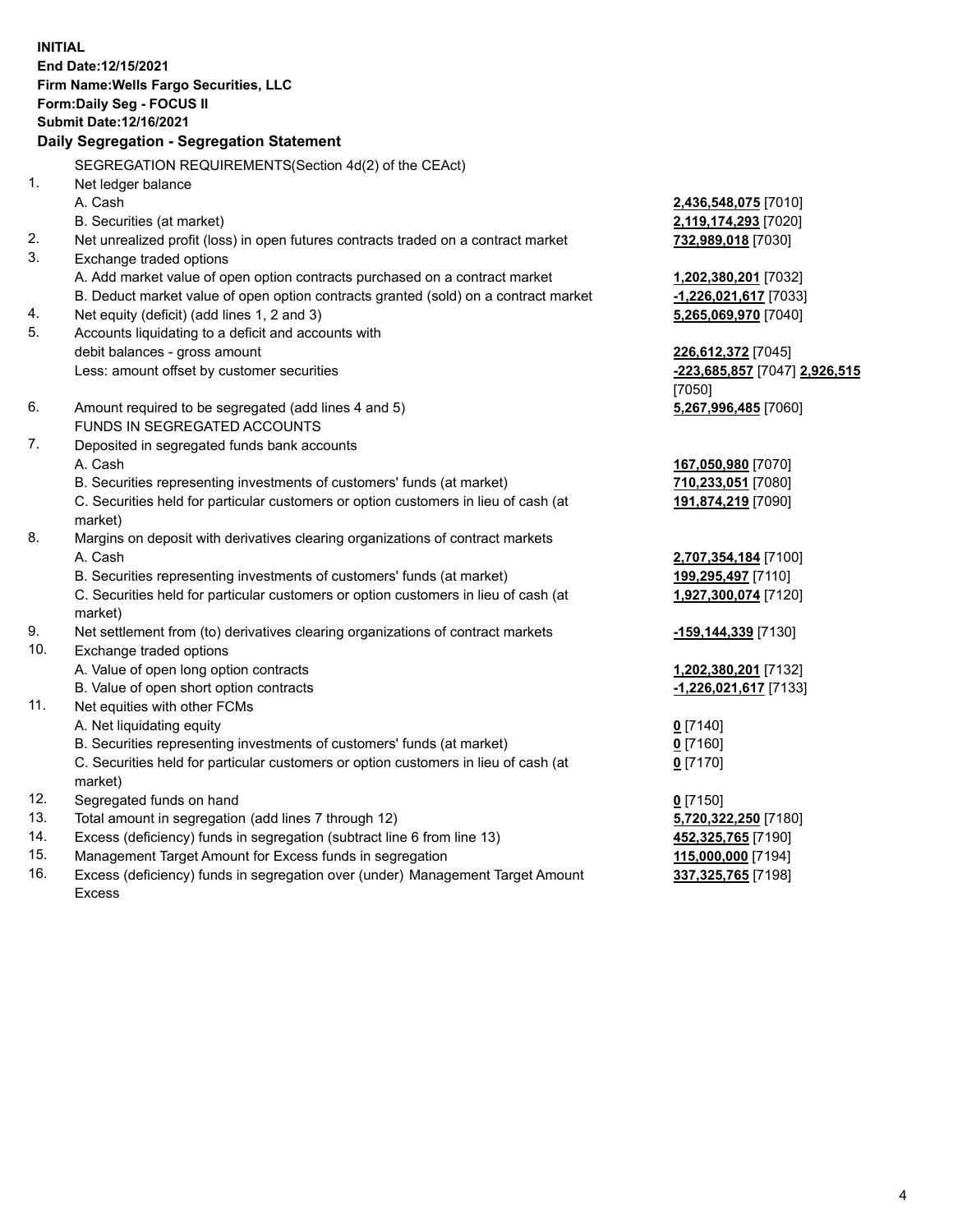**INITIAL**
**End Date:12/15/2021**
**Firm Name:Wells Fargo Securities, LLC**
**Form:Daily Seg - FOCUS II**
**Submit Date:12/16/2021**

## Daily Segregation - Segregation Statement

| | | |
|---|---|---|
| | SEGREGATION REQUIREMENTS(Section 4d(2) of the CEAct) | |
| 1. | Net ledger balance | |
| | A. Cash | **2,436,548,075** [7010] |
| | B. Securities (at market) | **2,119,174,293** [7020] |
| 2. | Net unrealized profit (loss) in open futures contracts traded on a contract market | **732,989,018** [7030] |
| 3. | Exchange traded options | |
| | A. Add market value of open option contracts purchased on a contract market | **1,202,380,201** [7032] |
| | B. Deduct market value of open option contracts granted (sold) on a contract market | **-1,226,021,617** [7033] |
| 4. | Net equity (deficit) (add lines 1, 2 and 3) | **5,265,069,970** [7040] |
| 5. | Accounts liquidating to a deficit and accounts with debit balances - gross amount | **226,612,372** [7045] |
| | Less: amount offset by customer securities | **-223,685,857** [7047] **2,926,515** [7050] |
| 6. | Amount required to be segregated (add lines 4 and 5) | **5,267,996,485** [7060] |
| | FUNDS IN SEGREGATED ACCOUNTS | |
| 7. | Deposited in segregated funds bank accounts | |
| | A. Cash | **167,050,980** [7070] |
| | B. Securities representing investments of customers' funds (at market) | **710,233,051** [7080] |
| | C. Securities held for particular customers or option customers in lieu of cash (at market) | **191,874,219** [7090] |
| 8. | Margins on deposit with derivatives clearing organizations of contract markets | |
| | A. Cash | **2,707,354,184** [7100] |
| | B. Securities representing investments of customers' funds (at market) | **199,295,497** [7110] |
| | C. Securities held for particular customers or option customers in lieu of cash (at market) | **1,927,300,074** [7120] |
| 9. | Net settlement from (to) derivatives clearing organizations of contract markets | **-159,144,339** [7130] |
| 10. | Exchange traded options | |
| | A. Value of open long option contracts | **1,202,380,201** [7132] |
| | B. Value of open short option contracts | **-1,226,021,617** [7133] |
| 11. | Net equities with other FCMs | |
| | A. Net liquidating equity | **0** [7140] |
| | B. Securities representing investments of customers' funds (at market) | **0** [7160] |
| | C. Securities held for particular customers or option customers in lieu of cash (at market) | **0** [7170] |
| 12. | Segregated funds on hand | **0** [7150] |
| 13. | Total amount in segregation (add lines 7 through 12) | **5,720,322,250** [7180] |
| 14. | Excess (deficiency) funds in segregation (subtract line 6 from line 13) | **452,325,765** [7190] |
| 15. | Management Target Amount for Excess funds in segregation | **115,000,000** [7194] |
| 16. | Excess (deficiency) funds in segregation over (under) Management Target Amount Excess | **337,325,765** [7198] |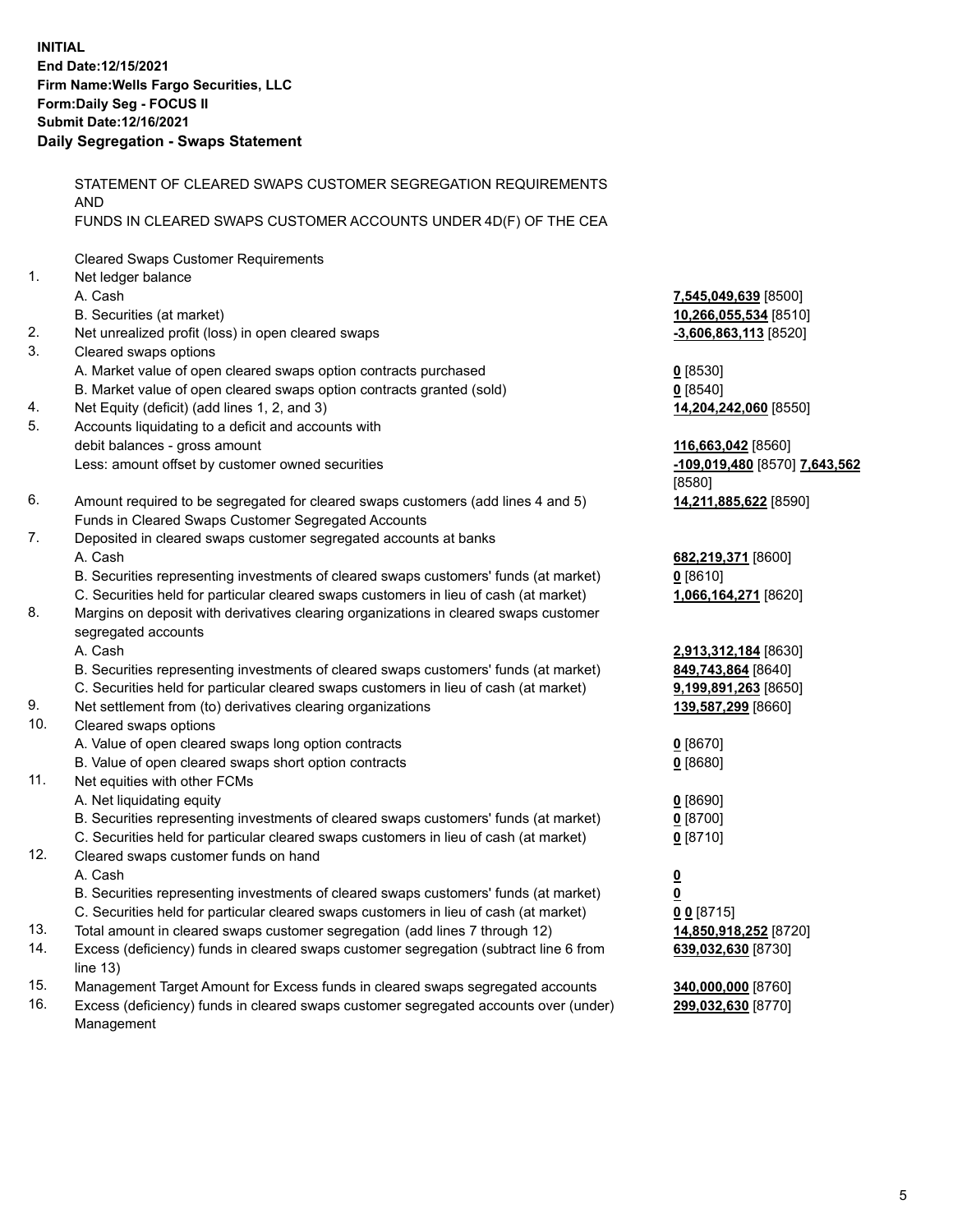**INITIAL**
**End Date:12/15/2021**
**Firm Name:Wells Fargo Securities, LLC**
**Form:Daily Seg - FOCUS II**
**Submit Date:12/16/2021**
**Daily Segregation - Swaps Statement**

STATEMENT OF CLEARED SWAPS CUSTOMER SEGREGATION REQUIREMENTS AND
FUNDS IN CLEARED SWAPS CUSTOMER ACCOUNTS UNDER 4D(F) OF THE CEA

| | | |
|---|---|---|
| | Cleared Swaps Customer Requirements | |
| 1. | Net ledger balance | |
| | A. Cash | **7,545,049,639** [8500] |
| | B. Securities (at market) | **10,266,055,534** [8510] |
| 2. | Net unrealized profit (loss) in open cleared swaps | **-3,606,863,113** [8520] |
| 3. | Cleared swaps options | |
| | A. Market value of open cleared swaps option contracts purchased | **0** [8530] |
| | B. Market value of open cleared swaps option contracts granted (sold) | **0** [8540] |
| 4. | Net Equity (deficit) (add lines 1, 2, and 3) | **14,204,242,060** [8550] |
| 5. | Accounts liquidating to a deficit and accounts with debit balances - gross amount | **116,663,042** [8560] |
| | Less: amount offset by customer owned securities | **-109,019,480** [8570] **7,643,562** [8580] |
| 6. | Amount required to be segregated for cleared swaps customers (add lines 4 and 5) | **14,211,885,622** [8590] |
| | Funds in Cleared Swaps Customer Segregated Accounts | |
| 7. | Deposited in cleared swaps customer segregated accounts at banks | |
| | A. Cash | **682,219,371** [8600] |
| | B. Securities representing investments of cleared swaps customers' funds (at market) | **0** [8610] |
| | C. Securities held for particular cleared swaps customers in lieu of cash (at market) | **1,066,164,271** [8620] |
| 8. | Margins on deposit with derivatives clearing organizations in cleared swaps customer segregated accounts | |
| | A. Cash | **2,913,312,184** [8630] |
| | B. Securities representing investments of cleared swaps customers' funds (at market) | **849,743,864** [8640] |
| | C. Securities held for particular cleared swaps customers in lieu of cash (at market) | **9,199,891,263** [8650] |
| 9. | Net settlement from (to) derivatives clearing organizations | **139,587,299** [8660] |
| 10. | Cleared swaps options | |
| | A. Value of open cleared swaps long option contracts | **0** [8670] |
| | B. Value of open cleared swaps short option contracts | **0** [8680] |
| 11. | Net equities with other FCMs | |
| | A. Net liquidating equity | **0** [8690] |
| | B. Securities representing investments of cleared swaps customers' funds (at market) | **0** [8700] |
| | C. Securities held for particular cleared swaps customers in lieu of cash (at market) | **0** [8710] |
| 12. | Cleared swaps customer funds on hand | |
| | A. Cash | **0** |
| | B. Securities representing investments of cleared swaps customers' funds (at market) | **0** |
| | C. Securities held for particular cleared swaps customers in lieu of cash (at market) | **0** **0** [8715] |
| 13. | Total amount in cleared swaps customer segregation (add lines 7 through 12) | **14,850,918,252** [8720] |
| 14. | Excess (deficiency) funds in cleared swaps customer segregation (subtract line 6 from line 13) | **639,032,630** [8730] |
| 15. | Management Target Amount for Excess funds in cleared swaps segregated accounts | **340,000,000** [8760] |
| 16. | Excess (deficiency) funds in cleared swaps customer segregated accounts over (under) Management | **299,032,630** [8770] |